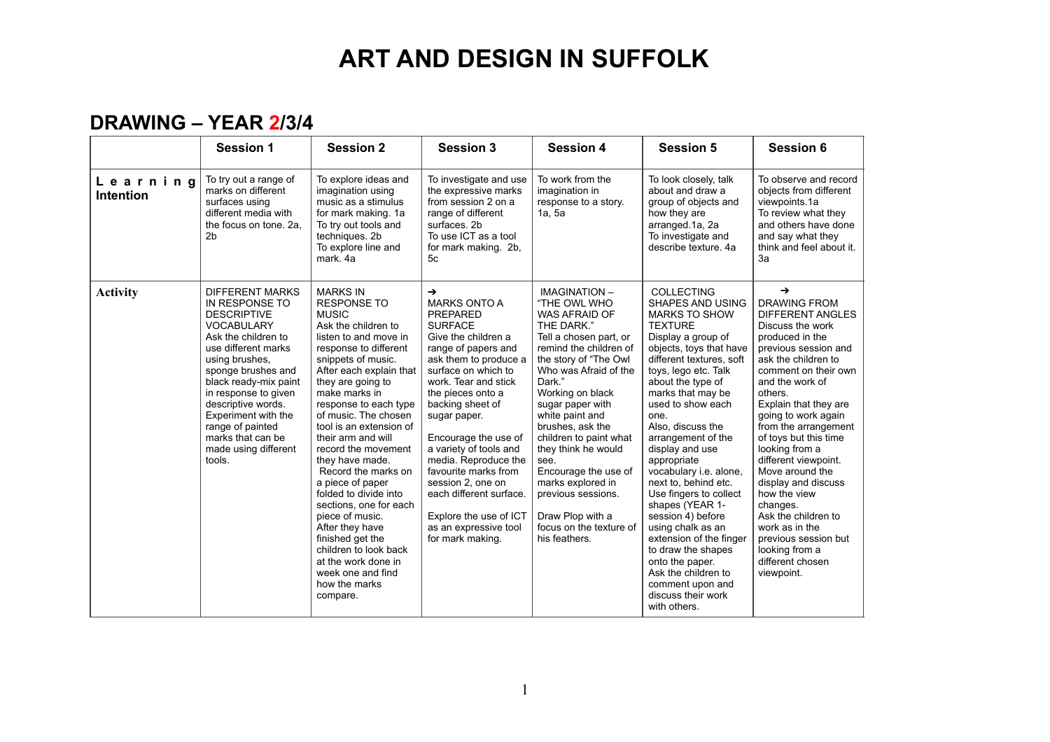# ART AND DESIGN IN SUFFOLK

## DRAWING – YEAR 2/3/4

| | Session 1 | Session 2 | Session 3 | Session 4 | Session 5 | Session 6 |
|---|---|---|---|---|---|---|
| **Learning Intention** | To try out a range of marks on different surfaces using different media with the focus on tone. 2a, 2b | To explore ideas and imagination using music as a stimulus for mark making. 1a<br>To try out tools and techniques. 2b<br>To explore line and mark. 4a | To investigate and use the expressive marks from session 2 on a range of different surfaces. 2b<br>To use ICT as a tool for mark making. 2b, 5c | To work from the imagination in response to a story. 1a, 5a | To look closely, talk about and draw a group of objects and how they are arranged.1a, 2a<br>To investigate and describe texture. 4a | To observe and record objects from different viewpoints.1a<br>To review what they and others have done and say what they think and feel about it. 3a |
| **Activity** | DIFFERENT MARKS IN RESPONSE TO DESCRIPTIVE VOCABULARY<br>Ask the children to use different marks using brushes, sponge brushes and black ready-mix paint in response to given descriptive words. Experiment with the range of painted marks that can be made using different tools. | MARKS IN RESPONSE TO MUSIC<br>Ask the children to listen to and move in response to different snippets of music. After each explain that they are going to make marks in response to each type of music. The chosen tool is an extension of their arm and will record the movement they have made. Record the marks on a piece of paper folded to divide into sections, one for each piece of music. After they have finished get the children to look back at the work done in week one and find how the marks compare. | →<br>MARKS ONTO A PREPARED SURFACE<br>Give the children a range of papers and ask them to produce a surface on which to work. Tear and stick the pieces onto a backing sheet of sugar paper.<br><br>Encourage the use of a variety of tools and media. Reproduce the favourite marks from session 2, one on each different surface.<br><br>Explore the use of ICT as an expressive tool for mark making. | IMAGINATION – "THE OWL WHO WAS AFRAID OF THE DARK."<br>Tell a chosen part, or remind the children of the story of "The Owl Who was Afraid of the Dark."<br>Working on black sugar paper with white paint and brushes, ask the children to paint what they think he would see.<br>Encourage the use of marks explored in previous sessions.<br><br>Draw Plop with a focus on the texture of his feathers. | COLLECTING SHAPES AND USING MARKS TO SHOW TEXTURE<br>Display a group of objects, toys that have different textures, soft toys, lego etc. Talk about the type of marks that may be used to show each one.<br>Also, discuss the arrangement of the display and use appropriate vocabulary i.e. alone, next to, behind etc. Use fingers to collect shapes (YEAR 1- session 4) before using chalk as an extension of the finger to draw the shapes onto the paper.<br>Ask the children to comment upon and discuss their work with others. | →<br>DRAWING FROM DIFFERENT ANGLES<br>Discuss the work produced in the previous session and ask the children to comment on their own and the work of others.<br>Explain that they are going to work again from the arrangement of toys but this time looking from a different viewpoint. Move around the display and discuss how the view changes.<br>Ask the children to work as in the previous session but looking from a different chosen viewpoint. |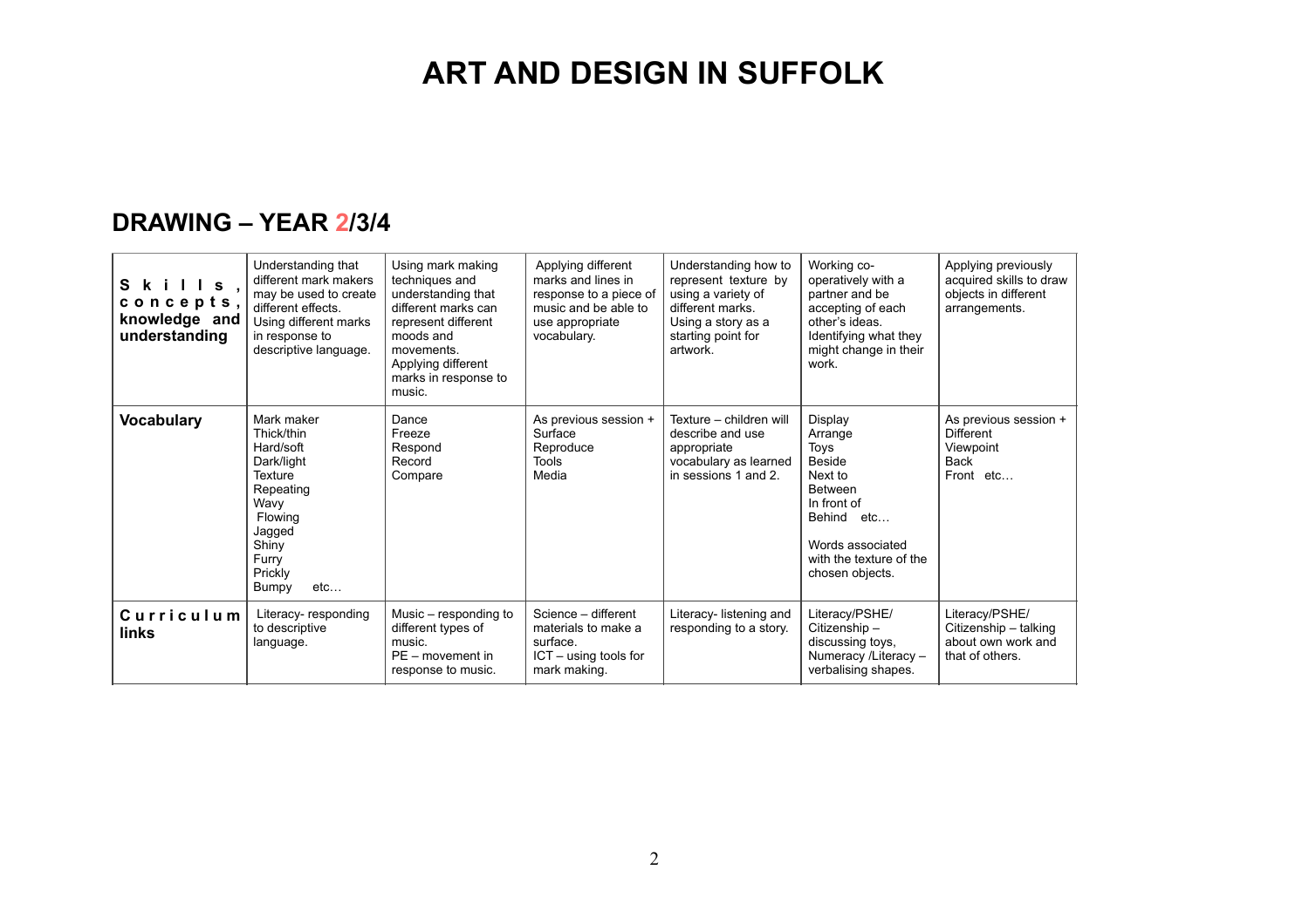# ART AND DESIGN IN SUFFOLK

## DRAWING – YEAR 2/3/4

| **Skills, concepts, knowledge and understanding** | Understanding that different mark makers may be used to create different effects. Using different marks in response to descriptive language. | Using mark making techniques and understanding that different marks can represent different moods and movements. Applying different marks in response to music. | Applying different marks and lines in response to a piece of music and be able to use appropriate vocabulary. | Understanding how to represent texture by using a variety of different marks. Using a story as a starting point for artwork. | Working co-operatively with a partner and be accepting of each other's ideas. Identifying what they might change in their work. | Applying previously acquired skills to draw objects in different arrangements. |
|---|---|---|---|---|---|---|
| **Vocabulary** | Mark maker<br>Thick/thin<br>Hard/soft<br>Dark/light<br>Texture<br>Repeating<br>Wavy<br>Flowing<br>Jagged<br>Shiny<br>Furry<br>Prickly<br>Bumpy etc… | Dance<br>Freeze<br>Respond<br>Record<br>Compare | As previous session +<br>Surface<br>Reproduce<br>Tools<br>Media | Texture – children will describe and use appropriate vocabulary as learned in sessions 1 and 2. | Display<br>Arrange<br>Toys<br>Beside<br>Next to<br>Between<br>In front of<br>Behind etc…<br><br>Words associated with the texture of the chosen objects. | As previous session +<br>Different<br>Viewpoint<br>Back<br>Front etc… |
| **Curriculum links** | Literacy- responding to descriptive language. | Music – responding to different types of music.<br>PE – movement in response to music. | Science – different materials to make a surface.<br>ICT – using tools for mark making. | Literacy- listening and responding to a story. | Literacy/PSHE/ Citizenship – discussing toys, Numeracy /Literacy – verbalising shapes. | Literacy/PSHE/ Citizenship – talking about own work and that of others. |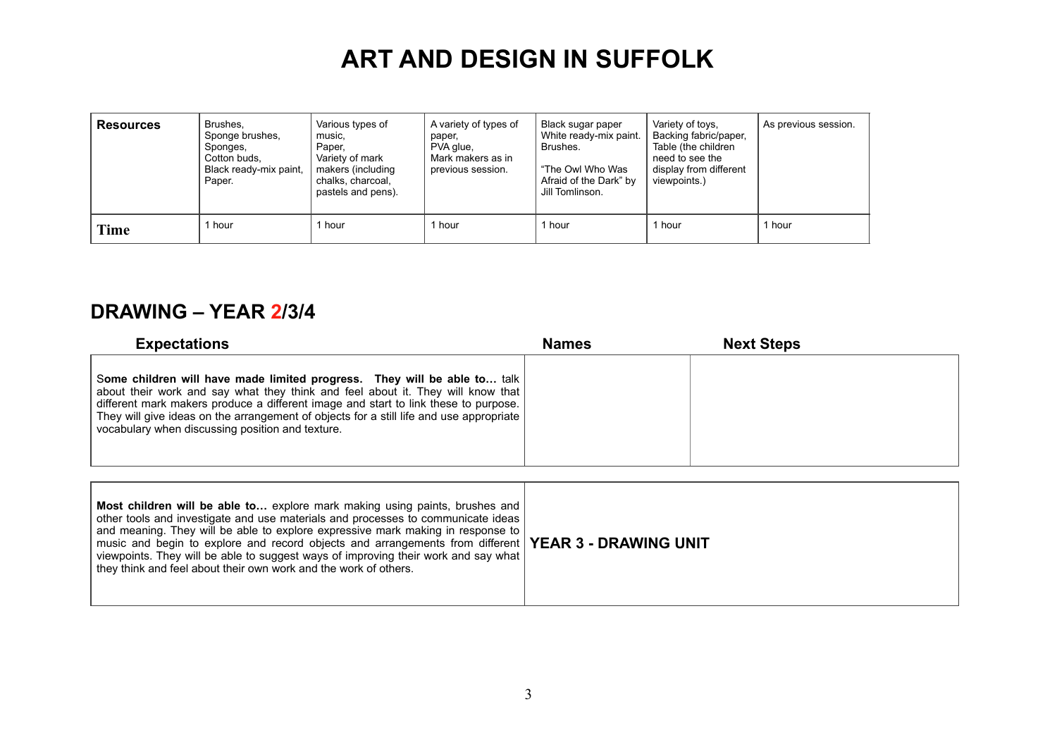# ART AND DESIGN IN SUFFOLK

| Resources | Brushes, Sponge brushes, Sponges, Cotton buds, Black ready-mix paint, Paper. | Various types of music, Paper, Variety of mark makers (including chalks, charcoal, pastels and pens). | A variety of types of paper, PVA glue, Mark makers as in previous session. | Black sugar paper White ready-mix paint. Brushes.<br><br>"The Owl Who Was Afraid of the Dark" by Jill Tomlinson. | Variety of toys, Backing fabric/paper, Table (the children need to see the display from different viewpoints.) | As previous session. |
|---|---|---|---|---|---|---|
| **Time** | 1 hour | 1 hour | 1 hour | 1 hour | 1 hour | 1 hour |

## DRAWING – YEAR 2/3/4

| Expectations | Names | Next Steps |
|---|---|---|
| S**ome children will have made limited progress. They will be able to…** talk about their work and say what they think and feel about it. They will know that different mark makers produce a different image and start to link these to purpose. They will give ideas on the arrangement of objects for a still life and use appropriate vocabulary when discussing position and texture. | | |

| | |
|---|---|
| **Most children will be able to…** explore mark making using paints, brushes and other tools and investigate and use materials and processes to communicate ideas and meaning. They will be able to explore expressive mark making in response to music and begin to explore and record objects and arrangements from different viewpoints. They will be able to suggest ways of improving their work and say what they think and feel about their own work and the work of others. | **YEAR 3 - DRAWING UNIT** |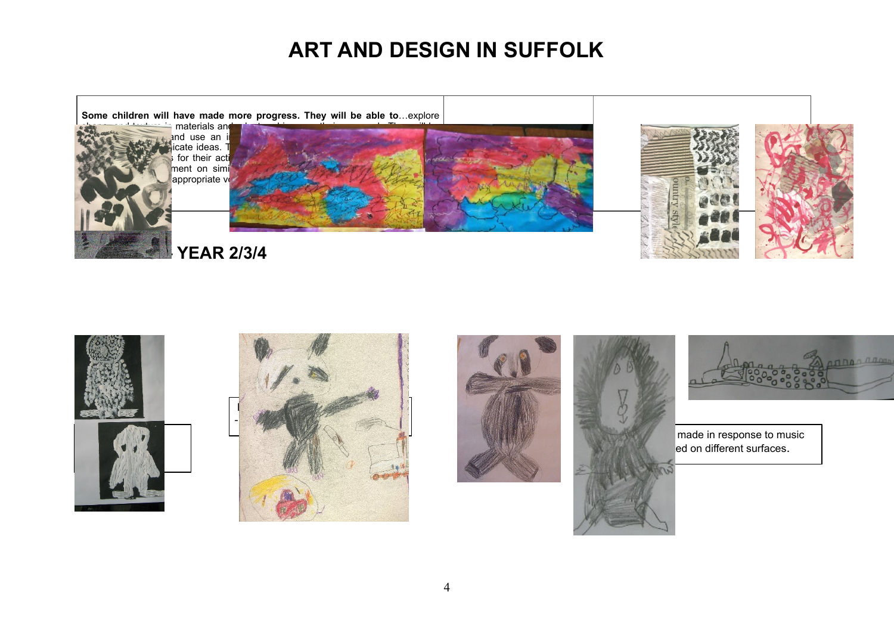# ART AND DESIGN IN SUFFOLK

**Some children will have made more progress. They will be able to**…explore … materials an… and use an i… icate ideas. T… for their acti… ment on simi… appropriate v…

**YEAR 2/3/4**

made in response to music
ed on different surfaces.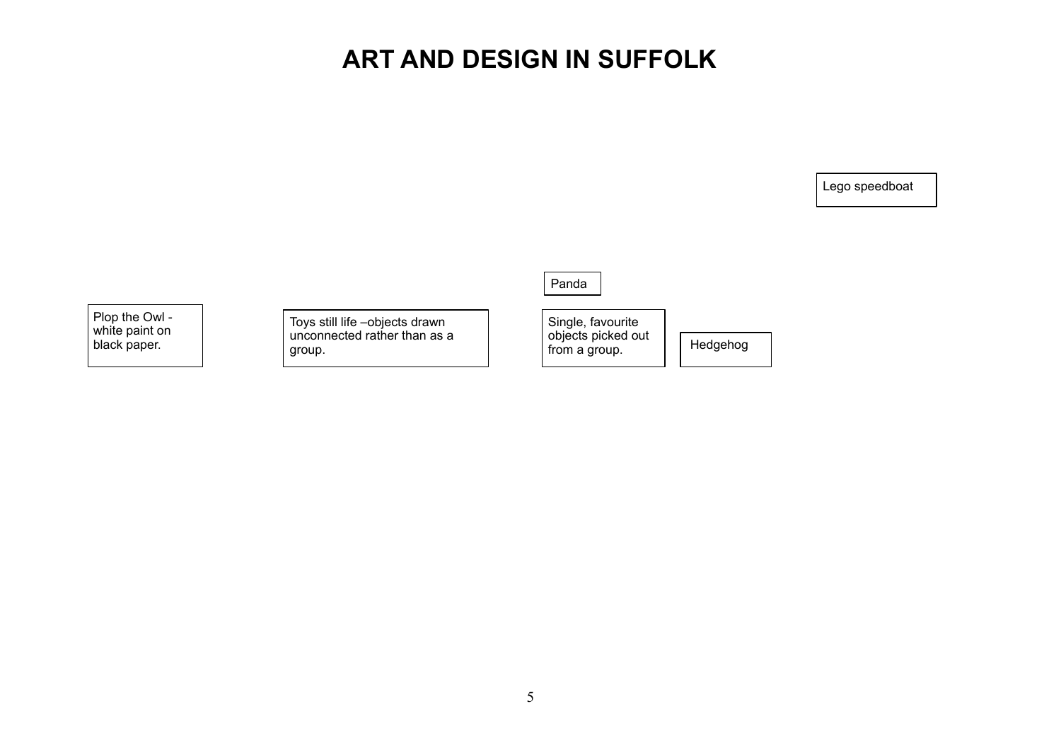# ART AND DESIGN IN SUFFOLK

Lego speedboat

Panda

Plop the Owl - white paint on black paper.

Toys still life –objects drawn unconnected rather than as a group.

Single, favourite objects picked out from a group.

Hedgehog